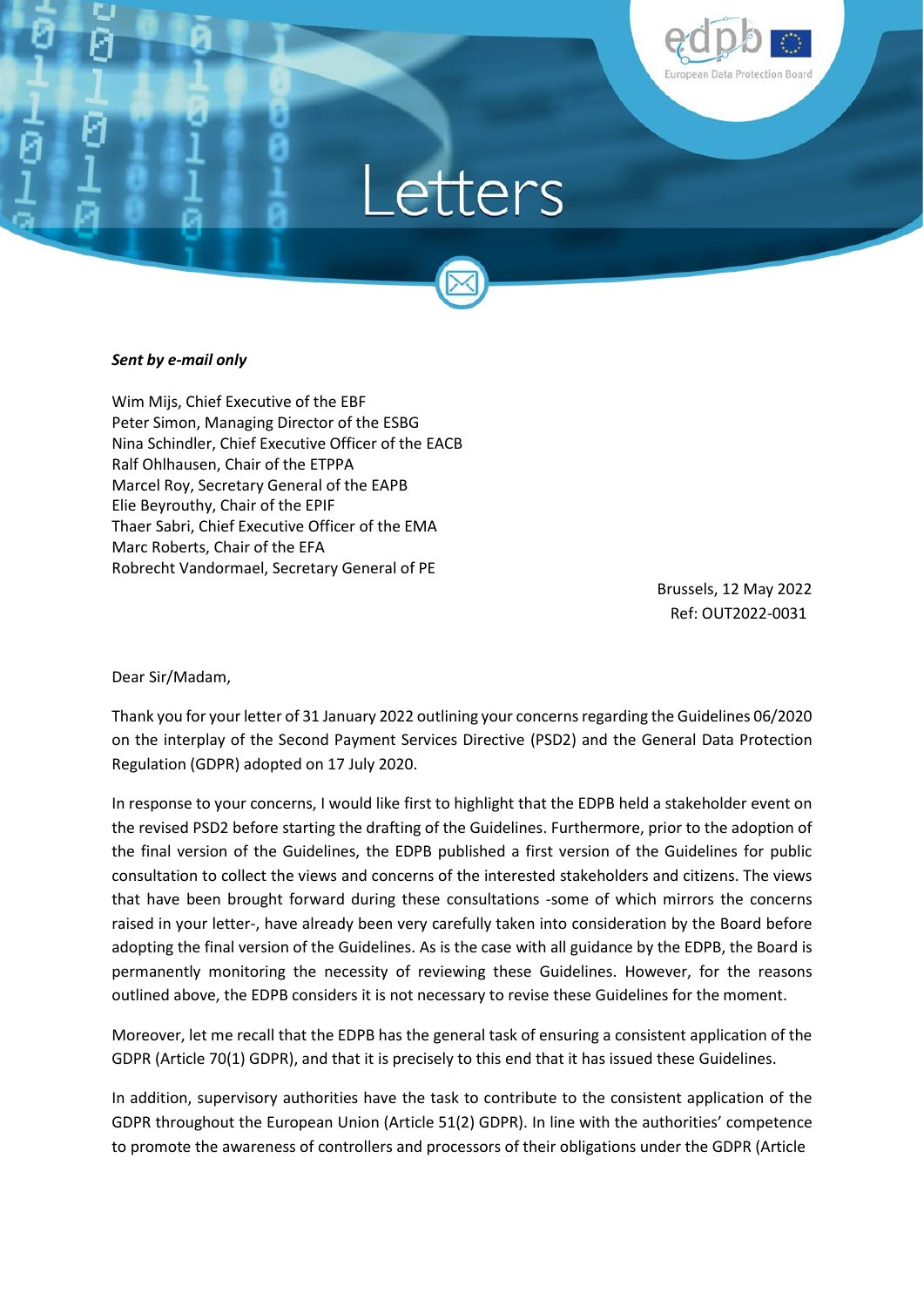# Letters

***Sent by e-mail only***

Wim Mijs, Chief Executive of the EBF
Peter Simon, Managing Director of the ESBG
Nina Schindler, Chief Executive Officer of the EACB
Ralf Ohlhausen, Chair of the ETPPA
Marcel Roy, Secretary General of the EAPB
Elie Beyrouthy, Chair of the EPIF
Thaer Sabri, Chief Executive Officer of the EMA
Marc Roberts, Chair of the EFA
Robrecht Vandormael, Secretary General of PE

Brussels, 12 May 2022
Ref: OUT2022-0031

Dear Sir/Madam,

Thank you for your letter of 31 January 2022 outlining your concerns regarding the Guidelines 06/2020 on the interplay of the Second Payment Services Directive (PSD2) and the General Data Protection Regulation (GDPR) adopted on 17 July 2020.

In response to your concerns, I would like first to highlight that the EDPB held a stakeholder event on the revised PSD2 before starting the drafting of the Guidelines. Furthermore, prior to the adoption of the final version of the Guidelines, the EDPB published a first version of the Guidelines for public consultation to collect the views and concerns of the interested stakeholders and citizens. The views that have been brought forward during these consultations -some of which mirrors the concerns raised in your letter-, have already been very carefully taken into consideration by the Board before adopting the final version of the Guidelines. As is the case with all guidance by the EDPB, the Board is permanently monitoring the necessity of reviewing these Guidelines. However, for the reasons outlined above, the EDPB considers it is not necessary to revise these Guidelines for the moment.

Moreover, let me recall that the EDPB has the general task of ensuring a consistent application of the GDPR (Article 70(1) GDPR), and that it is precisely to this end that it has issued these Guidelines.

In addition, supervisory authorities have the task to contribute to the consistent application of the GDPR throughout the European Union (Article 51(2) GDPR). In line with the authorities' competence to promote the awareness of controllers and processors of their obligations under the GDPR (Article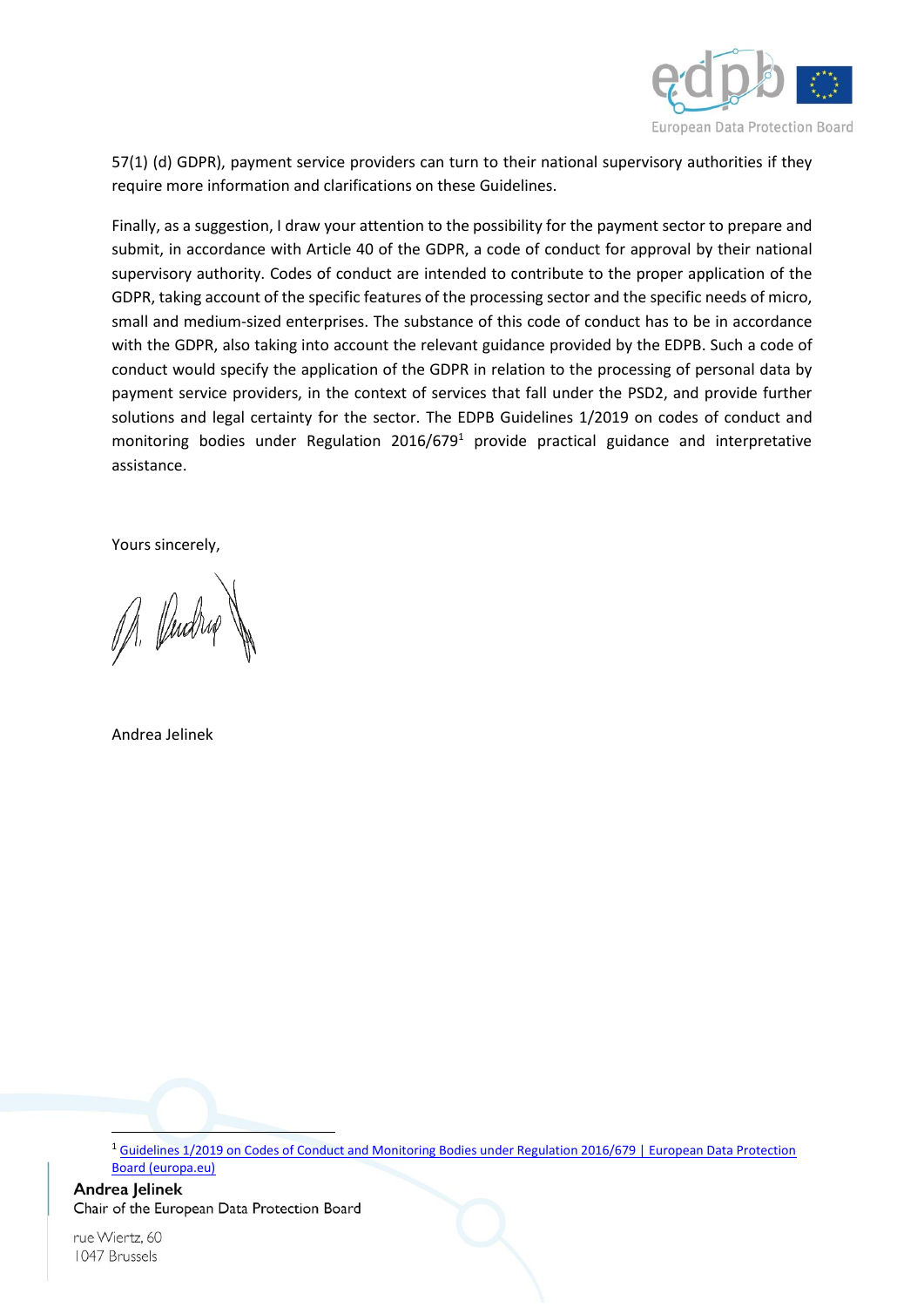57(1) (d) GDPR), payment service providers can turn to their national supervisory authorities if they require more information and clarifications on these Guidelines.

Finally, as a suggestion, I draw your attention to the possibility for the payment sector to prepare and submit, in accordance with Article 40 of the GDPR, a code of conduct for approval by their national supervisory authority. Codes of conduct are intended to contribute to the proper application of the GDPR, taking account of the specific features of the processing sector and the specific needs of micro, small and medium-sized enterprises. The substance of this code of conduct has to be in accordance with the GDPR, also taking into account the relevant guidance provided by the EDPB. Such a code of conduct would specify the application of the GDPR in relation to the processing of personal data by payment service providers, in the context of services that fall under the PSD2, and provide further solutions and legal certainty for the sector. The EDPB Guidelines 1/2019 on codes of conduct and monitoring bodies under Regulation 2016/679[1] provide practical guidance and interpretative assistance.

Yours sincerely,

Andrea Jelinek

[1] [Guidelines 1/2019 on Codes of Conduct and Monitoring Bodies under Regulation 2016/679 | European Data Protection Board (europa.eu)]

**Andrea Jelinek**
Chair of the European Data Protection Board

rue Wiertz, 60
1047 Brussels